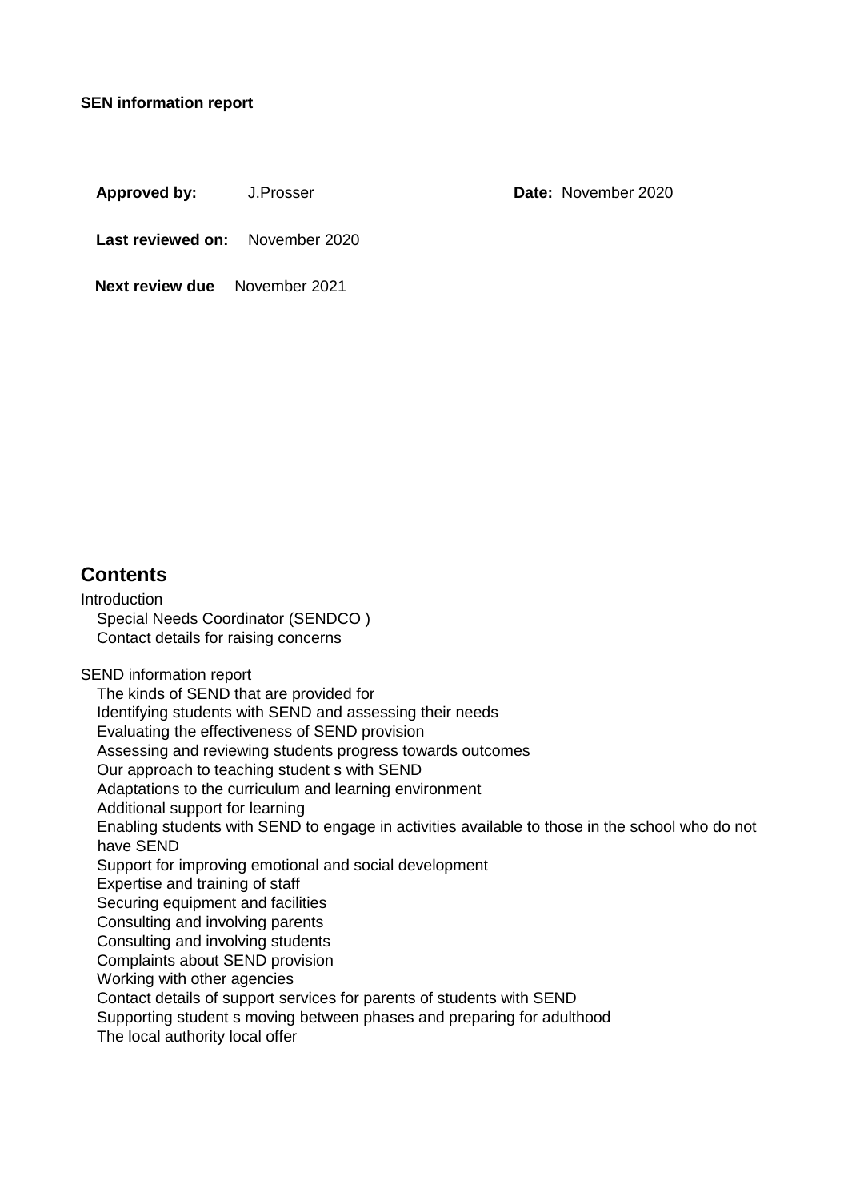**SEN information report**

| **Approved by:** | J.Prosser | **Date:** November 2020 |
| --- | --- | --- |
| **Last reviewed on:** | November 2020 | |
| **Next review due** | November 2021 | |

## Contents

Introduction
- Special Needs Coordinator (SENDCO )
- Contact details for raising concerns

SEND information report
- The kinds of SEND that are provided for
- Identifying students with SEND and assessing their needs
- Evaluating the effectiveness of SEND provision
- Assessing and reviewing students progress towards outcomes
- Our approach to teaching student s with SEND
- Adaptations to the curriculum and learning environment
- Additional support for learning
- Enabling students with SEND to engage in activities available to those in the school who do not have SEND
- Support for improving emotional and social development
- Expertise and training of staff
- Securing equipment and facilities
- Consulting and involving parents
- Consulting and involving students
- Complaints about SEND provision
- Working with other agencies
- Contact details of support services for parents of students with SEND
- Supporting student s moving between phases and preparing for adulthood
- The local authority local offer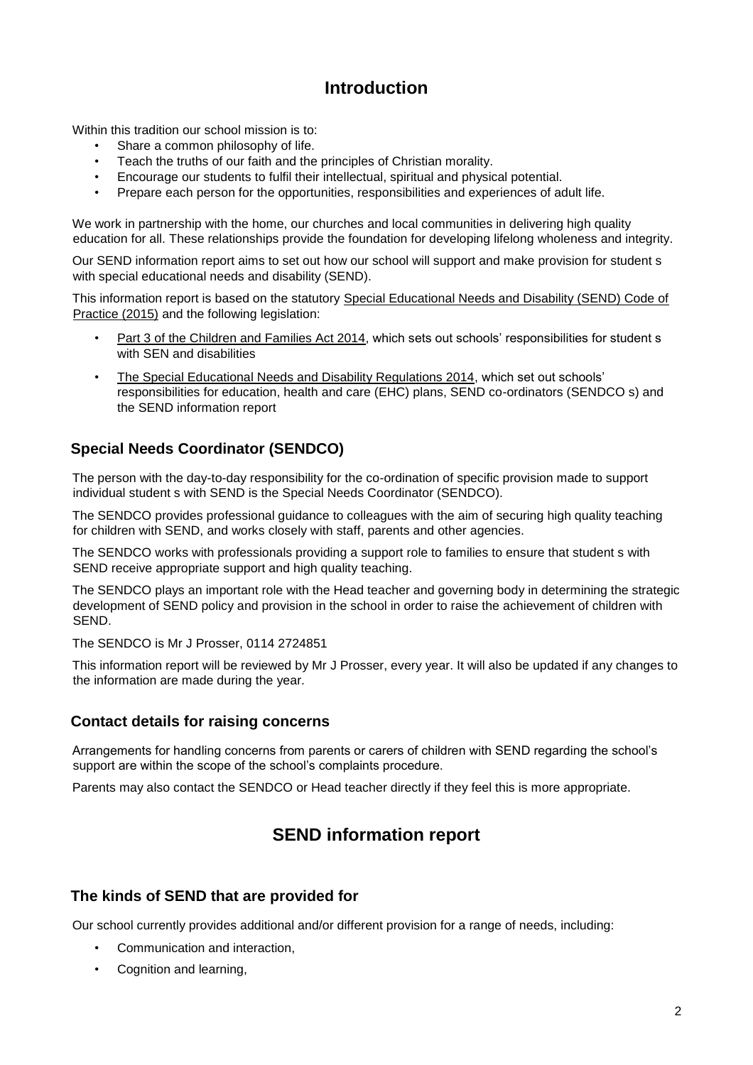# Introduction

Within this tradition our school mission is to:

- Share a common philosophy of life.
- Teach the truths of our faith and the principles of Christian morality.
- Encourage our students to fulfil their intellectual, spiritual and physical potential.
- Prepare each person for the opportunities, responsibilities and experiences of adult life.

We work in partnership with the home, our churches and local communities in delivering high quality education for all. These relationships provide the foundation for developing lifelong wholeness and integrity.

Our SEND information report aims to set out how our school will support and make provision for student s with special educational needs and disability (SEND).

This information report is based on the statutory Special Educational Needs and Disability (SEND) Code of Practice (2015) and the following legislation:

- Part 3 of the Children and Families Act 2014, which sets out schools' responsibilities for student s with SEN and disabilities
- The Special Educational Needs and Disability Regulations 2014, which set out schools' responsibilities for education, health and care (EHC) plans, SEND co-ordinators (SENDCO s) and the SEND information report

## Special Needs Coordinator (SENDCO)

The person with the day-to-day responsibility for the co-ordination of specific provision made to support individual student s with SEND is the Special Needs Coordinator (SENDCO).

The SENDCO provides professional guidance to colleagues with the aim of securing high quality teaching for children with SEND, and works closely with staff, parents and other agencies.

The SENDCO works with professionals providing a support role to families to ensure that student s with SEND receive appropriate support and high quality teaching.

The SENDCO plays an important role with the Head teacher and governing body in determining the strategic development of SEND policy and provision in the school in order to raise the achievement of children with SEND.

The SENDCO is Mr J Prosser, 0114 2724851

This information report will be reviewed by Mr J Prosser, every year. It will also be updated if any changes to the information are made during the year.

## Contact details for raising concerns

Arrangements for handling concerns from parents or carers of children with SEND regarding the school's support are within the scope of the school's complaints procedure.

Parents may also contact the SENDCO or Head teacher directly if they feel this is more appropriate.

# SEND information report

## The kinds of SEND that are provided for

Our school currently provides additional and/or different provision for a range of needs, including:

- Communication and interaction,
- Cognition and learning,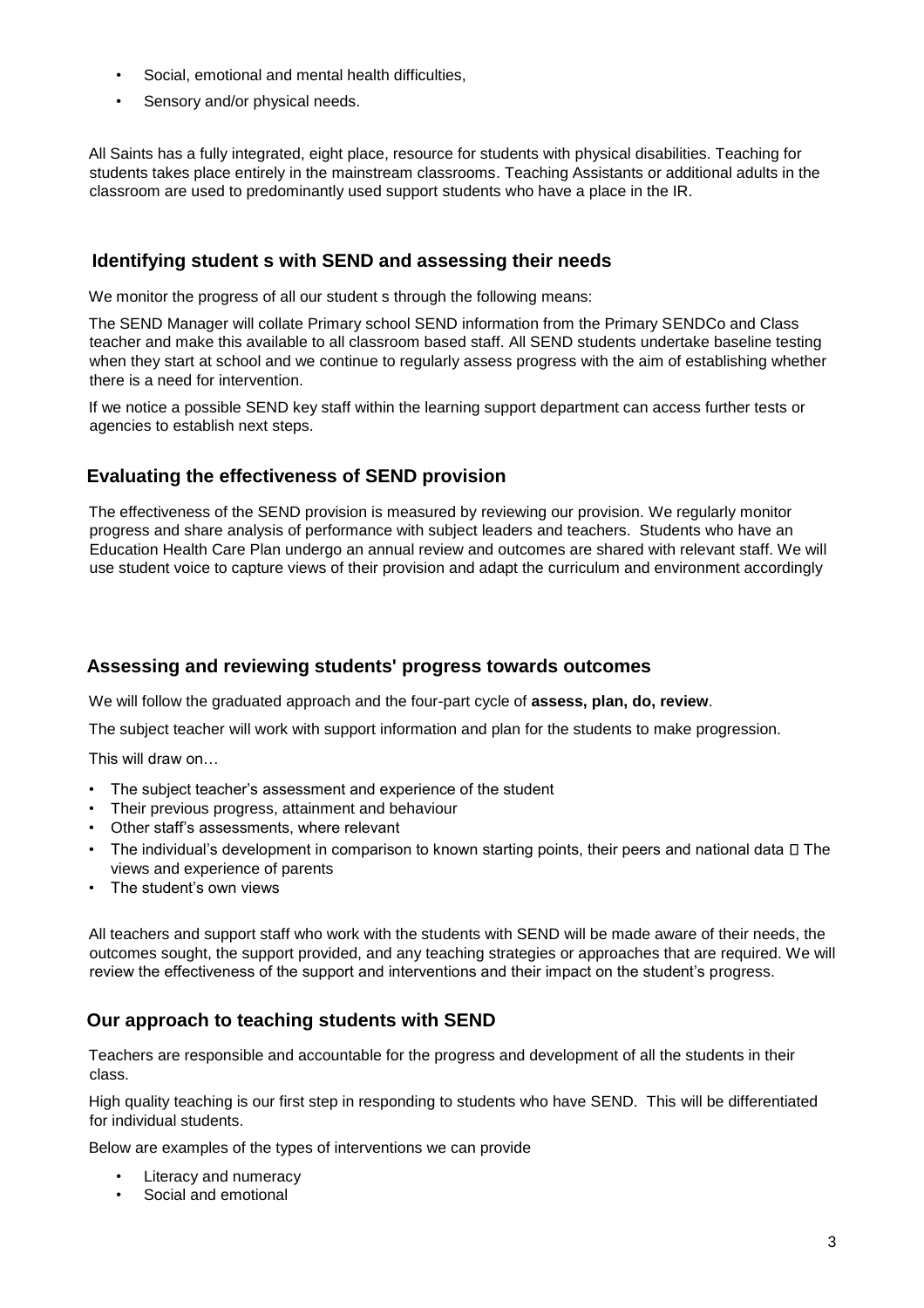- Social, emotional and mental health difficulties,
- Sensory and/or physical needs.

All Saints has a fully integrated, eight place, resource for students with physical disabilities. Teaching for students takes place entirely in the mainstream classrooms. Teaching Assistants or additional adults in the classroom are used to predominantly used support students who have a place in the IR.

## Identifying student s with SEND and assessing their needs

We monitor the progress of all our student s through the following means:

The SEND Manager will collate Primary school SEND information from the Primary SENDCo and Class teacher and make this available to all classroom based staff. All SEND students undertake baseline testing when they start at school and we continue to regularly assess progress with the aim of establishing whether there is a need for intervention.

If we notice a possible SEND key staff within the learning support department can access further tests or agencies to establish next steps.

## Evaluating the effectiveness of SEND provision

The effectiveness of the SEND provision is measured by reviewing our provision. We regularly monitor progress and share analysis of performance with subject leaders and teachers. Students who have an Education Health Care Plan undergo an annual review and outcomes are shared with relevant staff. We will use student voice to capture views of their provision and adapt the curriculum and environment accordingly

## Assessing and reviewing students' progress towards outcomes

We will follow the graduated approach and the four-part cycle of **assess, plan, do, review**.

The subject teacher will work with support information and plan for the students to make progression.

This will draw on…

- The subject teacher's assessment and experience of the student
- Their previous progress, attainment and behaviour
- Other staff's assessments, where relevant
- The individual's development in comparison to known starting points, their peers and national data  The views and experience of parents
- The student's own views

All teachers and support staff who work with the students with SEND will be made aware of their needs, the outcomes sought, the support provided, and any teaching strategies or approaches that are required. We will review the effectiveness of the support and interventions and their impact on the student's progress.

## Our approach to teaching students with SEND

Teachers are responsible and accountable for the progress and development of all the students in their class.

High quality teaching is our first step in responding to students who have SEND. This will be differentiated for individual students.

Below are examples of the types of interventions we can provide

- Literacy and numeracy
- Social and emotional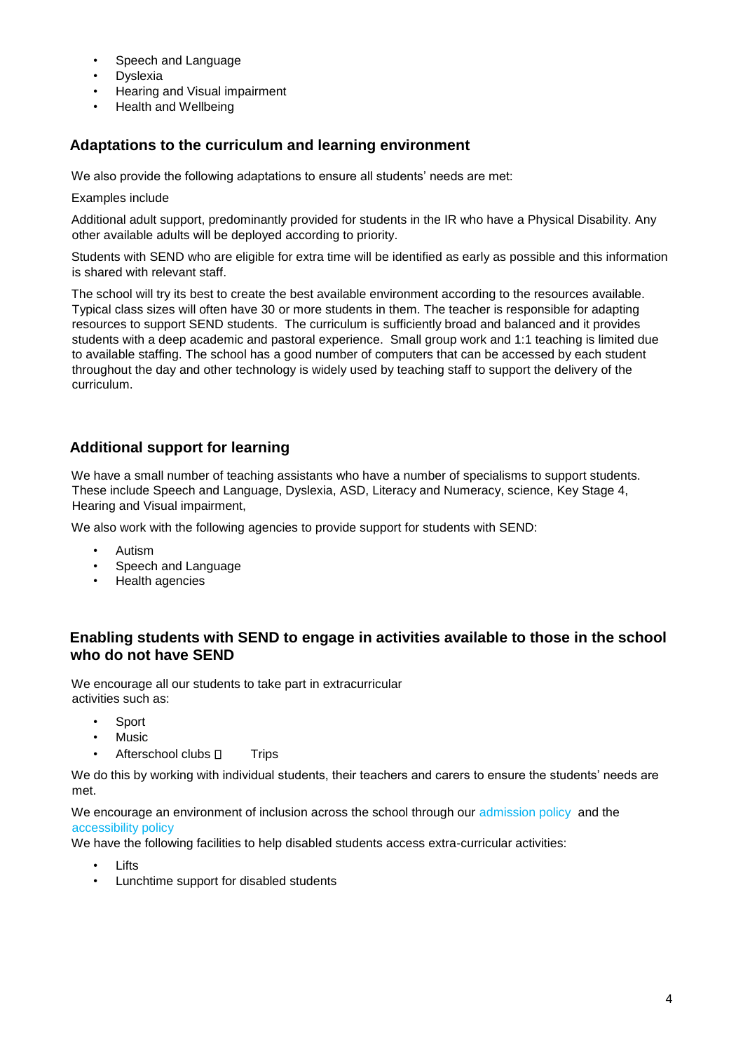- Speech and Language
- Dyslexia
- Hearing and Visual impairment
- Health and Wellbeing

## Adaptations to the curriculum and learning environment

We also provide the following adaptations to ensure all students' needs are met:

Examples include

Additional adult support, predominantly provided for students in the IR who have a Physical Disability. Any other available adults will be deployed according to priority.

Students with SEND who are eligible for extra time will be identified as early as possible and this information is shared with relevant staff.

The school will try its best to create the best available environment according to the resources available. Typical class sizes will often have 30 or more students in them. The teacher is responsible for adapting resources to support SEND students. The curriculum is sufficiently broad and balanced and it provides students with a deep academic and pastoral experience. Small group work and 1:1 teaching is limited due to available staffing. The school has a good number of computers that can be accessed by each student throughout the day and other technology is widely used by teaching staff to support the delivery of the curriculum.

## Additional support for learning

We have a small number of teaching assistants who have a number of specialisms to support students. These include Speech and Language, Dyslexia, ASD, Literacy and Numeracy, science, Key Stage 4, Hearing and Visual impairment,

We also work with the following agencies to provide support for students with SEND:

- Autism
- Speech and Language
- Health agencies

## Enabling students with SEND to engage in activities available to those in the school who do not have SEND

We encourage all our students to take part in extracurricular activities such as:

- Sport
- Music
- Afterschool clubs
- Trips

We do this by working with individual students, their teachers and carers to ensure the students' needs are met.

We encourage an environment of inclusion across the school through our admission policy and the accessibility policy

We have the following facilities to help disabled students access extra-curricular activities:

- Lifts
- Lunchtime support for disabled students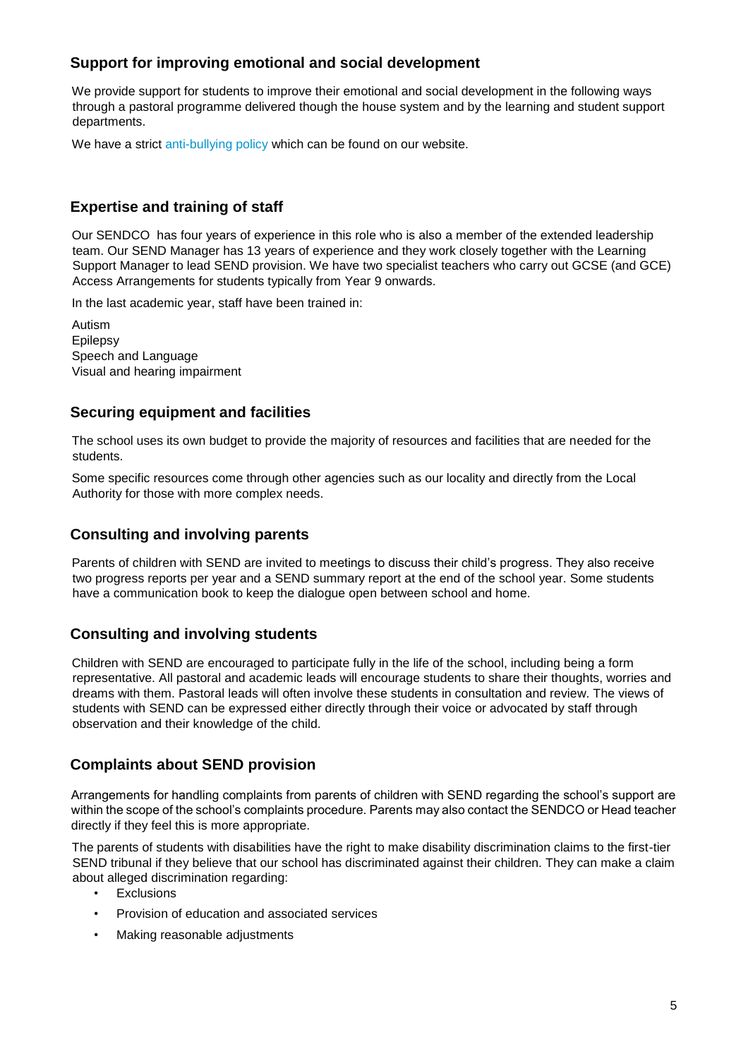## Support for improving emotional and social development

We provide support for students to improve their emotional and social development in the following ways through a pastoral programme delivered though the house system and by the learning and student support departments.

We have a strict anti-bullying policy which can be found on our website.

## Expertise and training of staff

Our SENDCO has four years of experience in this role who is also a member of the extended leadership team. Our SEND Manager has 13 years of experience and they work closely together with the Learning Support Manager to lead SEND provision. We have two specialist teachers who carry out GCSE (and GCE) Access Arrangements for students typically from Year 9 onwards.

In the last academic year, staff have been trained in:

Autism
Epilepsy
Speech and Language
Visual and hearing impairment

## Securing equipment and facilities

The school uses its own budget to provide the majority of resources and facilities that are needed for the students.

Some specific resources come through other agencies such as our locality and directly from the Local Authority for those with more complex needs.

## Consulting and involving parents

Parents of children with SEND are invited to meetings to discuss their child's progress. They also receive two progress reports per year and a SEND summary report at the end of the school year. Some students have a communication book to keep the dialogue open between school and home.

## Consulting and involving students

Children with SEND are encouraged to participate fully in the life of the school, including being a form representative. All pastoral and academic leads will encourage students to share their thoughts, worries and dreams with them. Pastoral leads will often involve these students in consultation and review. The views of students with SEND can be expressed either directly through their voice or advocated by staff through observation and their knowledge of the child.

## Complaints about SEND provision

Arrangements for handling complaints from parents of children with SEND regarding the school's support are within the scope of the school's complaints procedure. Parents may also contact the SENDCO or Head teacher directly if they feel this is more appropriate.

The parents of students with disabilities have the right to make disability discrimination claims to the first-tier SEND tribunal if they believe that our school has discriminated against their children. They can make a claim about alleged discrimination regarding:

- Exclusions
- Provision of education and associated services
- Making reasonable adjustments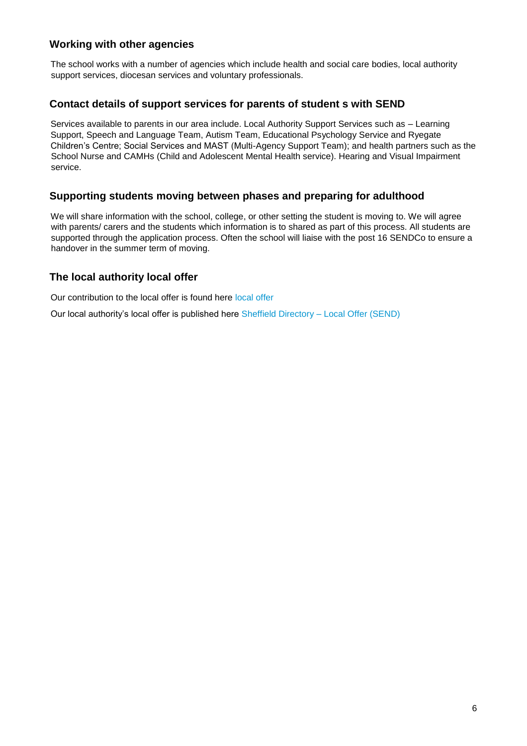## Working with other agencies

The school works with a number of agencies which include health and social care bodies, local authority support services, diocesan services and voluntary professionals.

## Contact details of support services for parents of student s with SEND

Services available to parents in our area include. Local Authority Support Services such as – Learning Support, Speech and Language Team, Autism Team, Educational Psychology Service and Ryegate Children's Centre; Social Services and MAST (Multi-Agency Support Team); and health partners such as the School Nurse and CAMHs (Child and Adolescent Mental Health service). Hearing and Visual Impairment service.

## Supporting students moving between phases and preparing for adulthood

We will share information with the school, college, or other setting the student is moving to. We will agree with parents/ carers and the students which information is to shared as part of this process. All students are supported through the application process. Often the school will liaise with the post 16 SENDCo to ensure a handover in the summer term of moving.

## The local authority local offer

Our contribution to the local offer is found here local offer

Our local authority's local offer is published here Sheffield Directory – Local Offer (SEND)